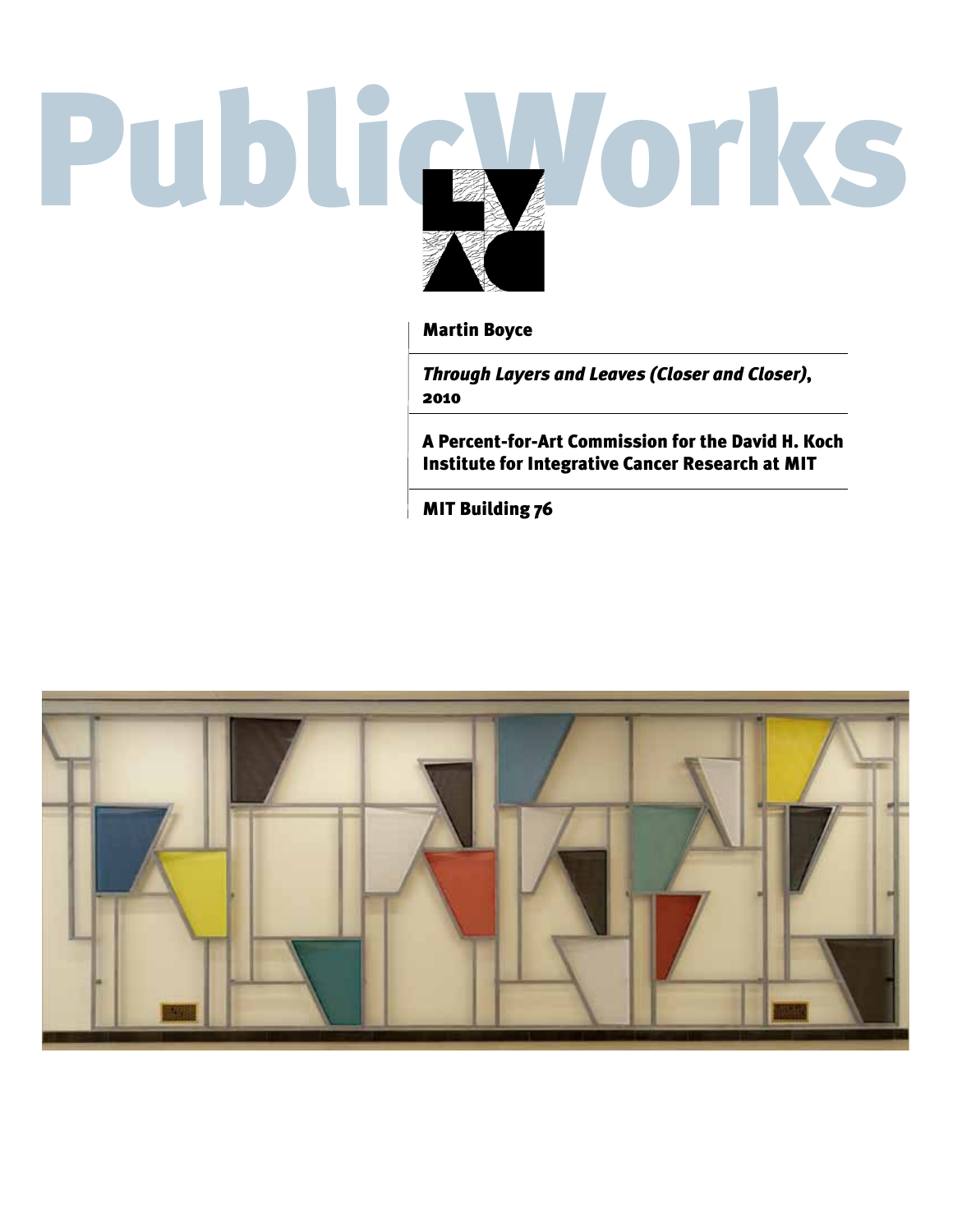# PublicWorks

**Martin Boyce**

***Through Layers and Leaves (Closer and Closer)*, 2010**

**A Percent-for-Art Commission for the David H. Koch Institute for Integrative Cancer Research at MIT**

**MIT Building 76**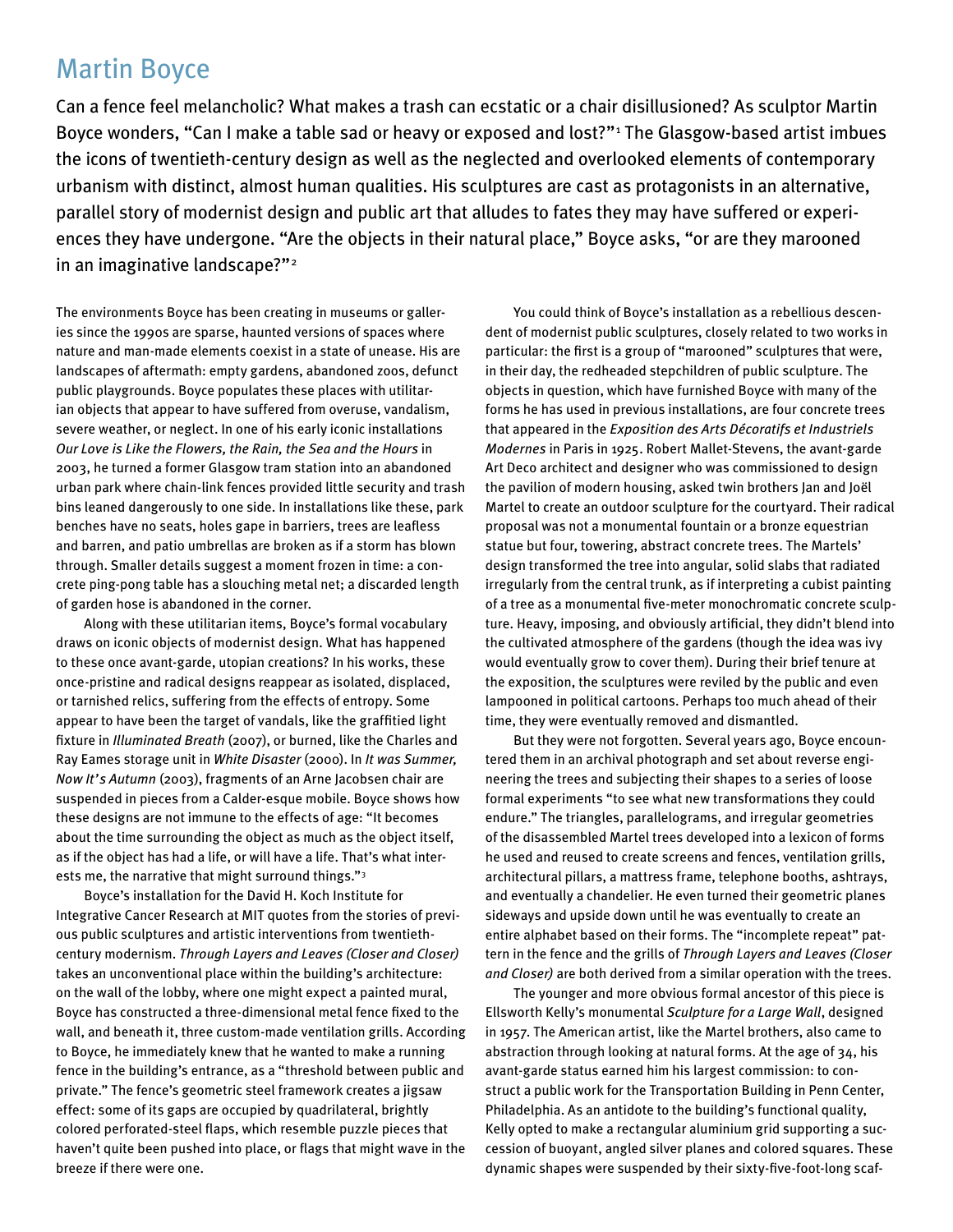# Martin Boyce

Can a fence feel melancholic? What makes a trash can ecstatic or a chair disillusioned? As sculptor Martin Boyce wonders, "Can I make a table sad or heavy or exposed and lost?"[1] The Glasgow-based artist imbues the icons of twentieth-century design as well as the neglected and overlooked elements of contemporary urbanism with distinct, almost human qualities. His sculptures are cast as protagonists in an alternative, parallel story of modernist design and public art that alludes to fates they may have suffered or experiences they have undergone. "Are the objects in their natural place," Boyce asks, "or are they marooned in an imaginative landscape?"[2]

The environments Boyce has been creating in museums or galleries since the 1990s are sparse, haunted versions of spaces where nature and man-made elements coexist in a state of unease. His are landscapes of aftermath: empty gardens, abandoned zoos, defunct public playgrounds. Boyce populates these places with utilitarian objects that appear to have suffered from overuse, vandalism, severe weather, or neglect. In one of his early iconic installations *Our Love is Like the Flowers, the Rain, the Sea and the Hours* in 2003, he turned a former Glasgow tram station into an abandoned urban park where chain-link fences provided little security and trash bins leaned dangerously to one side. In installations like these, park benches have no seats, holes gape in barriers, trees are leafless and barren, and patio umbrellas are broken as if a storm has blown through. Smaller details suggest a moment frozen in time: a concrete ping-pong table has a slouching metal net; a discarded length of garden hose is abandoned in the corner.

Along with these utilitarian items, Boyce's formal vocabulary draws on iconic objects of modernist design. What has happened to these once avant-garde, utopian creations? In his works, these once-pristine and radical designs reappear as isolated, displaced, or tarnished relics, suffering from the effects of entropy. Some appear to have been the target of vandals, like the graffitied light fixture in *Illuminated Breath* (2007), or burned, like the Charles and Ray Eames storage unit in *White Disaster* (2000). In *It was Summer, Now It's Autumn* (2003), fragments of an Arne Jacobsen chair are suspended in pieces from a Calder-esque mobile. Boyce shows how these designs are not immune to the effects of age: "It becomes about the time surrounding the object as much as the object itself, as if the object has had a life, or will have a life. That's what interests me, the narrative that might surround things."[3]

Boyce's installation for the David H. Koch Institute for Integrative Cancer Research at MIT quotes from the stories of previous public sculptures and artistic interventions from twentieth-century modernism. *Through Layers and Leaves (Closer and Closer)* takes an unconventional place within the building's architecture: on the wall of the lobby, where one might expect a painted mural, Boyce has constructed a three-dimensional metal fence fixed to the wall, and beneath it, three custom-made ventilation grills. According to Boyce, he immediately knew that he wanted to make a running fence in the building's entrance, as a "threshold between public and private." The fence's geometric steel framework creates a jigsaw effect: some of its gaps are occupied by quadrilateral, brightly colored perforated-steel flaps, which resemble puzzle pieces that haven't quite been pushed into place, or flags that might wave in the breeze if there were one.

You could think of Boyce's installation as a rebellious descendent of modernist public sculptures, closely related to two works in particular: the first is a group of "marooned" sculptures that were, in their day, the redheaded stepchildren of public sculpture. The objects in question, which have furnished Boyce with many of the forms he has used in previous installations, are four concrete trees that appeared in the *Exposition des Arts Décoratifs et Industriels Modernes* in Paris in 1925. Robert Mallet-Stevens, the avant-garde Art Deco architect and designer who was commissioned to design the pavilion of modern housing, asked twin brothers Jan and Joël Martel to create an outdoor sculpture for the courtyard. Their radical proposal was not a monumental fountain or a bronze equestrian statue but four, towering, abstract concrete trees. The Martels' design transformed the tree into angular, solid slabs that radiated irregularly from the central trunk, as if interpreting a cubist painting of a tree as a monumental five-meter monochromatic concrete sculpture. Heavy, imposing, and obviously artificial, they didn't blend into the cultivated atmosphere of the gardens (though the idea was ivy would eventually grow to cover them). During their brief tenure at the exposition, the sculptures were reviled by the public and even lampooned in political cartoons. Perhaps too much ahead of their time, they were eventually removed and dismantled.

But they were not forgotten. Several years ago, Boyce encountered them in an archival photograph and set about reverse engineering the trees and subjecting their shapes to a series of loose formal experiments "to see what new transformations they could endure." The triangles, parallelograms, and irregular geometries of the disassembled Martel trees developed into a lexicon of forms he used and reused to create screens and fences, ventilation grills, architectural pillars, a mattress frame, telephone booths, ashtrays, and eventually a chandelier. He even turned their geometric planes sideways and upside down until he was eventually to create an entire alphabet based on their forms. The "incomplete repeat" pattern in the fence and the grills of *Through Layers and Leaves (Closer and Closer)* are both derived from a similar operation with the trees.

The younger and more obvious formal ancestor of this piece is Ellsworth Kelly's monumental *Sculpture for a Large Wall*, designed in 1957. The American artist, like the Martel brothers, also came to abstraction through looking at natural forms. At the age of 34, his avant-garde status earned him his largest commission: to construct a public work for the Transportation Building in Penn Center, Philadelphia. As an antidote to the building's functional quality, Kelly opted to make a rectangular aluminium grid supporting a succession of buoyant, angled silver planes and colored squares. These dynamic shapes were suspended by their sixty-five-foot-long scaf-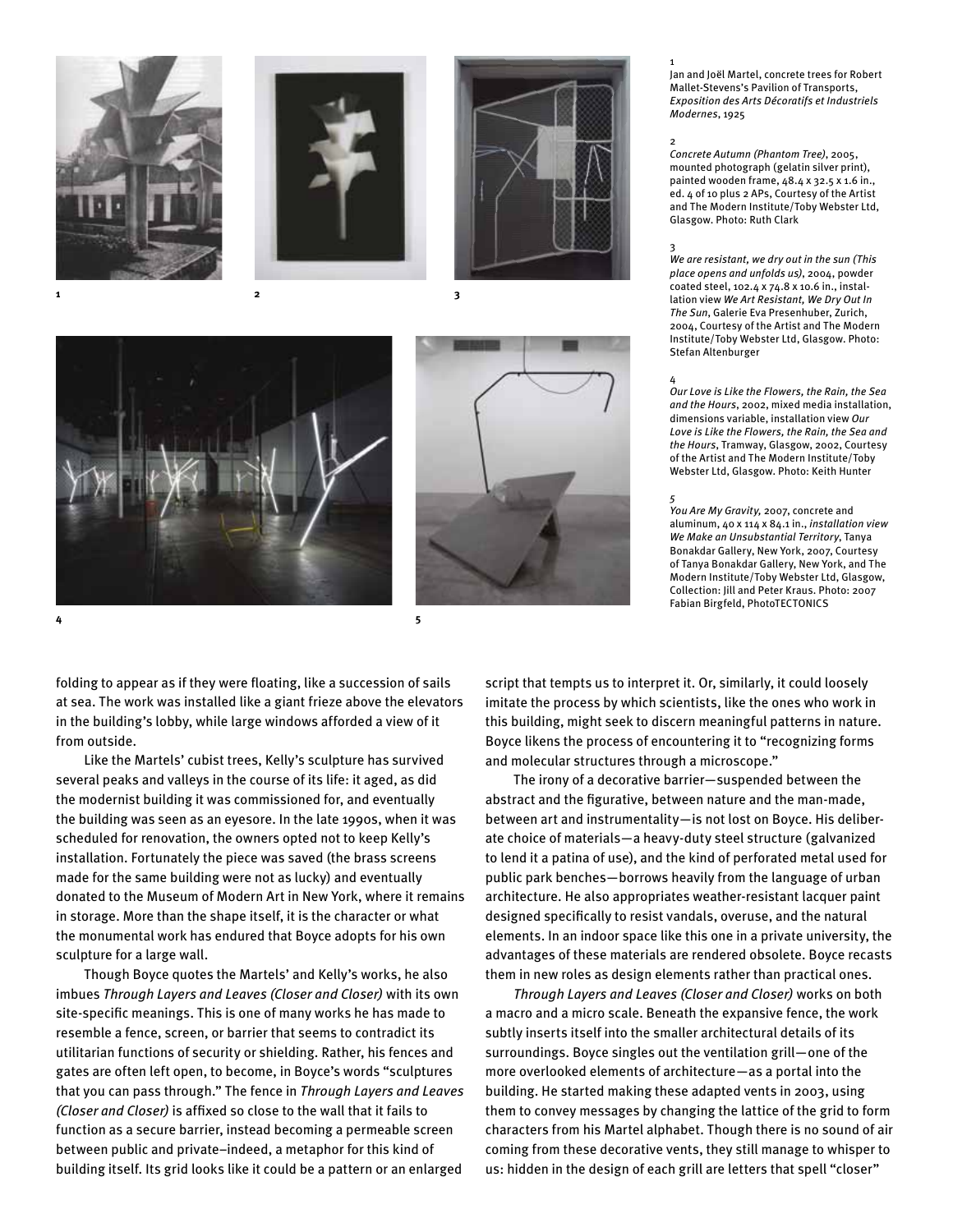1
Jan and Joël Martel, concrete trees for Robert Mallet-Stevens's Pavilion of Transports, *Exposition des Arts Décoratifs et Industriels Modernes*, 1925

2
*Concrete Autumn (Phantom Tree)*, 2005, mounted photograph (gelatin silver print), painted wooden frame, 48.4 x 32.5 x 1.6 in., ed. 4 of 10 plus 2 APs, Courtesy of the Artist and The Modern Institute/Toby Webster Ltd, Glasgow. Photo: Ruth Clark

3
*We are resistant, we dry out in the sun (This place opens and unfolds us)*, 2004, powder coated steel, 102.4 x 74.8 x 10.6 in., installation view *We Art Resistant, We Dry Out In The Sun*, Galerie Eva Presenhuber, Zurich, 2004, Courtesy of the Artist and The Modern Institute/Toby Webster Ltd, Glasgow. Photo: Stefan Altenburger

4
*Our Love is Like the Flowers, the Rain, the Sea and the Hours*, 2002, mixed media installation, dimensions variable, installation view *Our Love is Like the Flowers, the Rain, the Sea and the Hours*, Tramway, Glasgow, 2002, Courtesy of the Artist and The Modern Institute/Toby Webster Ltd, Glasgow. Photo: Keith Hunter

5
*You Are My Gravity,* 2007, concrete and aluminum, 40 x 114 x 84.1 in., *installation view We Make an Unsubstantial Territory*, Tanya Bonakdar Gallery, New York, 2007, Courtesy of Tanya Bonakdar Gallery, New York, and The Modern Institute/Toby Webster Ltd, Glasgow, Collection: Jill and Peter Kraus. Photo: 2007 Fabian Birgfeld, PhotoTECTONICS

folding to appear as if they were floating, like a succession of sails at sea. The work was installed like a giant frieze above the elevators in the building's lobby, while large windows afforded a view of it from outside.

Like the Martels' cubist trees, Kelly's sculpture has survived several peaks and valleys in the course of its life: it aged, as did the modernist building it was commissioned for, and eventually the building was seen as an eyesore. In the late 1990s, when it was scheduled for renovation, the owners opted not to keep Kelly's installation. Fortunately the piece was saved (the brass screens made for the same building were not as lucky) and eventually donated to the Museum of Modern Art in New York, where it remains in storage. More than the shape itself, it is the character or what the monumental work has endured that Boyce adopts for his own sculpture for a large wall.

Though Boyce quotes the Martels' and Kelly's works, he also imbues *Through Layers and Leaves (Closer and Closer)* with its own site-specific meanings. This is one of many works he has made to resemble a fence, screen, or barrier that seems to contradict its utilitarian functions of security or shielding. Rather, his fences and gates are often left open, to become, in Boyce's words "sculptures that you can pass through." The fence in *Through Layers and Leaves (Closer and Closer)* is affixed so close to the wall that it fails to function as a secure barrier, instead becoming a permeable screen between public and private–indeed, a metaphor for this kind of building itself. Its grid looks like it could be a pattern or an enlarged script that tempts us to interpret it. Or, similarly, it could loosely imitate the process by which scientists, like the ones who work in this building, might seek to discern meaningful patterns in nature. Boyce likens the process of encountering it to "recognizing forms and molecular structures through a microscope."

The irony of a decorative barrier—suspended between the abstract and the figurative, between nature and the man-made, between art and instrumentality—is not lost on Boyce. His deliberate choice of materials—a heavy-duty steel structure (galvanized to lend it a patina of use), and the kind of perforated metal used for public park benches—borrows heavily from the language of urban architecture. He also appropriates weather-resistant lacquer paint designed specifically to resist vandals, overuse, and the natural elements. In an indoor space like this one in a private university, the advantages of these materials are rendered obsolete. Boyce recasts them in new roles as design elements rather than practical ones.

*Through Layers and Leaves (Closer and Closer)* works on both a macro and a micro scale. Beneath the expansive fence, the work subtly inserts itself into the smaller architectural details of its surroundings. Boyce singles out the ventilation grill—one of the more overlooked elements of architecture—as a portal into the building. He started making these adapted vents in 2003, using them to convey messages by changing the lattice of the grid to form characters from his Martel alphabet. Though there is no sound of air coming from these decorative vents, they still manage to whisper to us: hidden in the design of each grill are letters that spell "closer"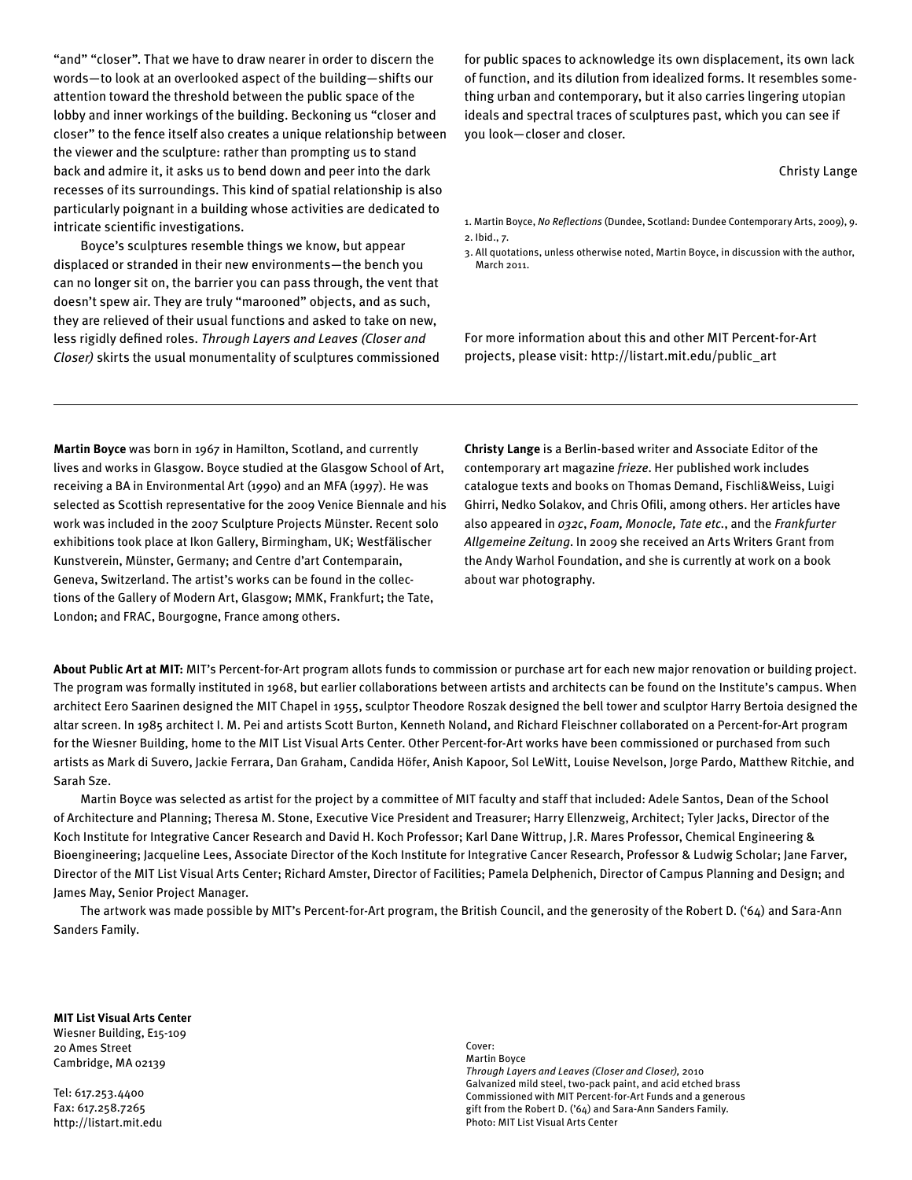"and" "closer". That we have to draw nearer in order to discern the words—to look at an overlooked aspect of the building—shifts our attention toward the threshold between the public space of the lobby and inner workings of the building. Beckoning us "closer and closer" to the fence itself also creates a unique relationship between the viewer and the sculpture: rather than prompting us to stand back and admire it, it asks us to bend down and peer into the dark recesses of its surroundings. This kind of spatial relationship is also particularly poignant in a building whose activities are dedicated to intricate scientific investigations.

Boyce's sculptures resemble things we know, but appear displaced or stranded in their new environments—the bench you can no longer sit on, the barrier you can pass through, the vent that doesn't spew air. They are truly "marooned" objects, and as such, they are relieved of their usual functions and asked to take on new, less rigidly defined roles. *Through Layers and Leaves (Closer and Closer)* skirts the usual monumentality of sculptures commissioned for public spaces to acknowledge its own displacement, its own lack of function, and its dilution from idealized forms. It resembles something urban and contemporary, but it also carries lingering utopian ideals and spectral traces of sculptures past, which you can see if you look—closer and closer.

Christy Lange

1. Martin Boyce, *No Reflections* (Dundee, Scotland: Dundee Contemporary Arts, 2009), 9.
2. Ibid., 7.
3. All quotations, unless otherwise noted, Martin Boyce, in discussion with the author, March 2011.

For more information about this and other MIT Percent-for-Art projects, please visit: http://listart.mit.edu/public_art

---

**Martin Boyce** was born in 1967 in Hamilton, Scotland, and currently lives and works in Glasgow. Boyce studied at the Glasgow School of Art, receiving a BA in Environmental Art (1990) and an MFA (1997). He was selected as Scottish representative for the 2009 Venice Biennale and his work was included in the 2007 Sculpture Projects Münster. Recent solo exhibitions took place at Ikon Gallery, Birmingham, UK; Westfälischer Kunstverein, Münster, Germany; and Centre d'art Contemparain, Geneva, Switzerland. The artist's works can be found in the collections of the Gallery of Modern Art, Glasgow; MMK, Frankfurt; the Tate, London; and FRAC, Bourgogne, France among others.

**Christy Lange** is a Berlin-based writer and Associate Editor of the contemporary art magazine *frieze*. Her published work includes catalogue texts and books on Thomas Demand, Fischli&Weiss, Luigi Ghirri, Nedko Solakov, and Chris Ofili, among others. Her articles have also appeared in *032c*, *Foam, Monocle, Tate etc.*, and the *Frankfurter Allgemeine Zeitung*. In 2009 she received an Arts Writers Grant from the Andy Warhol Foundation, and she is currently at work on a book about war photography.

**About Public Art at MIT:** MIT's Percent-for-Art program allots funds to commission or purchase art for each new major renovation or building project. The program was formally instituted in 1968, but earlier collaborations between artists and architects can be found on the Institute's campus. When architect Eero Saarinen designed the MIT Chapel in 1955, sculptor Theodore Roszak designed the bell tower and sculptor Harry Bertoia designed the altar screen. In 1985 architect I. M. Pei and artists Scott Burton, Kenneth Noland, and Richard Fleischner collaborated on a Percent-for-Art program for the Wiesner Building, home to the MIT List Visual Arts Center. Other Percent-for-Art works have been commissioned or purchased from such artists as Mark di Suvero, Jackie Ferrara, Dan Graham, Candida Höfer, Anish Kapoor, Sol LeWitt, Louise Nevelson, Jorge Pardo, Matthew Ritchie, and Sarah Sze.

Martin Boyce was selected as artist for the project by a committee of MIT faculty and staff that included: Adele Santos, Dean of the School of Architecture and Planning; Theresa M. Stone, Executive Vice President and Treasurer; Harry Ellenzweig, Architect; Tyler Jacks, Director of the Koch Institute for Integrative Cancer Research and David H. Koch Professor; Karl Dane Wittrup, J.R. Mares Professor, Chemical Engineering & Bioengineering; Jacqueline Lees, Associate Director of the Koch Institute for Integrative Cancer Research, Professor & Ludwig Scholar; Jane Farver, Director of the MIT List Visual Arts Center; Richard Amster, Director of Facilities; Pamela Delphenich, Director of Campus Planning and Design; and James May, Senior Project Manager.

The artwork was made possible by MIT's Percent-for-Art program, the British Council, and the generosity of the Robert D. ('64) and Sara-Ann Sanders Family.

**MIT List Visual Arts Center**
Wiesner Building, E15-109
20 Ames Street
Cambridge, MA 02139

Tel: 617.253.4400
Fax: 617.258.7265
http://listart.mit.edu

Cover:
Martin Boyce
*Through Layers and Leaves (Closer and Closer),* 2010
Galvanized mild steel, two-pack paint, and acid etched brass
Commissioned with MIT Percent-for-Art Funds and a generous gift from the Robert D. ('64) and Sara-Ann Sanders Family.
Photo: MIT List Visual Arts Center